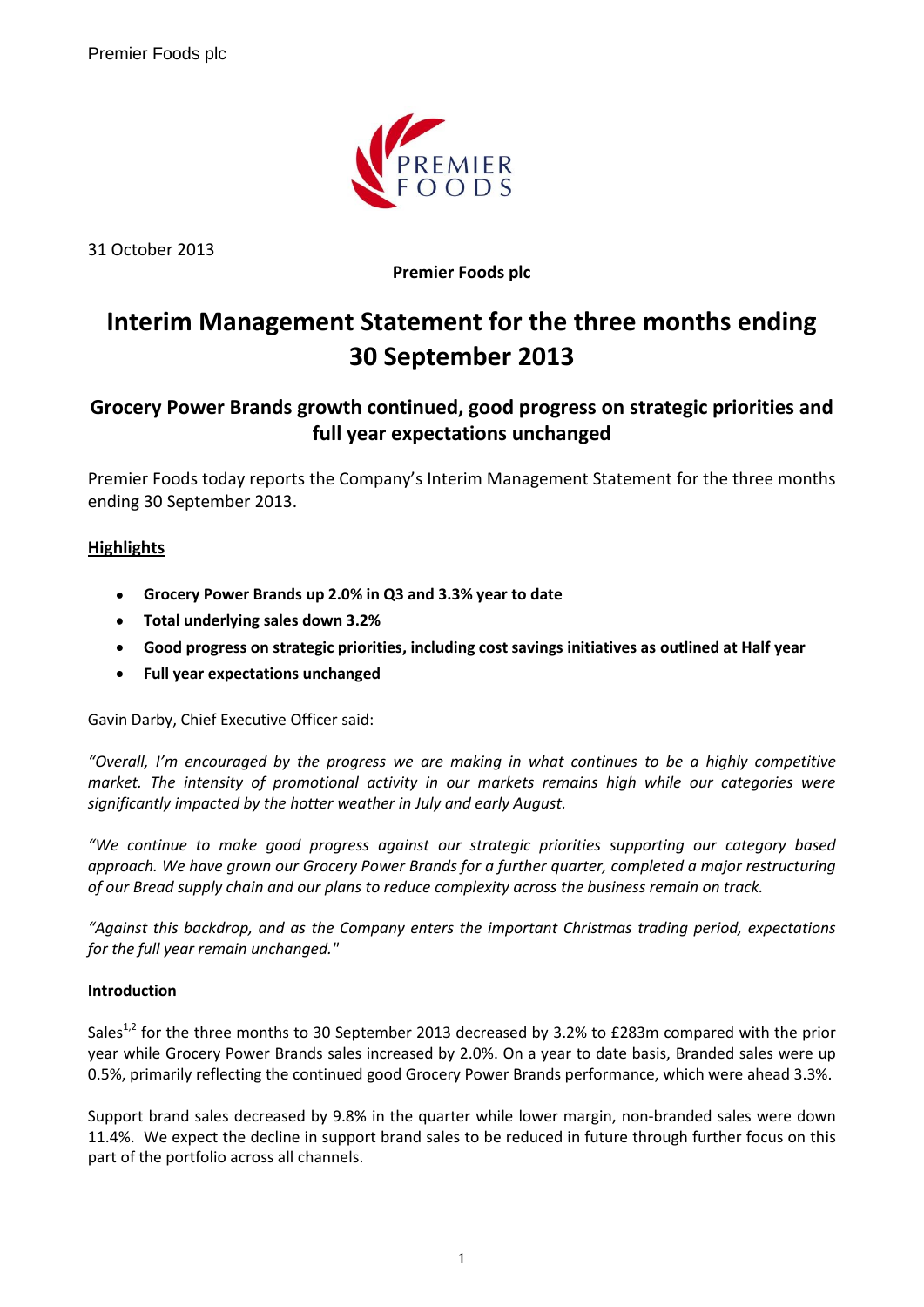31 October 2013

**Premier Foods plc**

# Interim Management Statement for the three months ending 30 September 2013

## Grocery Power Brands growth continued, good progress on strategic priorities and full year expectations unchanged

Premier Foods today reports the Company's Interim Management Statement for the three months ending 30 September 2013.

**Highlights**

- **Grocery Power Brands up 2.0% in Q3 and 3.3% year to date**
- **Total underlying sales down 3.2%**
- **Good progress on strategic priorities, including cost savings initiatives as outlined at Half year**
- **Full year expectations unchanged**

Gavin Darby, Chief Executive Officer said:

*"Overall, I'm encouraged by the progress we are making in what continues to be a highly competitive market. The intensity of promotional activity in our markets remains high while our categories were significantly impacted by the hotter weather in July and early August.*

*"We continue to make good progress against our strategic priorities supporting our category based approach. We have grown our Grocery Power Brands for a further quarter, completed a major restructuring of our Bread supply chain and our plans to reduce complexity across the business remain on track.*

*"Against this backdrop, and as the Company enters the important Christmas trading period, expectations for the full year remain unchanged."*

**Introduction**

Sales[1,2] for the three months to 30 September 2013 decreased by 3.2% to £283m compared with the prior year while Grocery Power Brands sales increased by 2.0%. On a year to date basis, Branded sales were up 0.5%, primarily reflecting the continued good Grocery Power Brands performance, which were ahead 3.3%.

Support brand sales decreased by 9.8% in the quarter while lower margin, non-branded sales were down 11.4%. We expect the decline in support brand sales to be reduced in future through further focus on this part of the portfolio across all channels.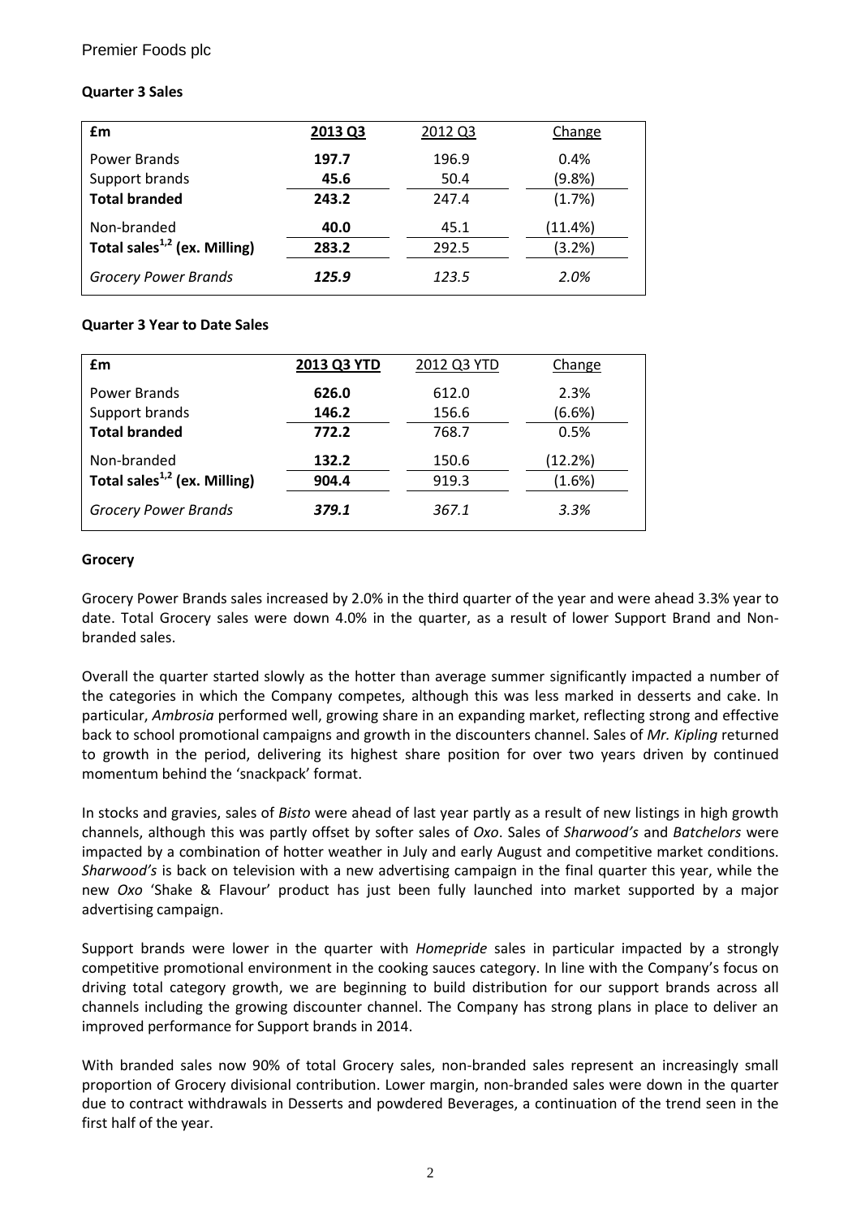**Quarter 3 Sales**

| £m | 2013 Q3 | 2012 Q3 | Change |
|---|---|---|---|
| Power Brands | **197.7** | 196.9 | 0.4% |
| Support brands | **45.6** | 50.4 | (9.8%) |
| **Total branded** | **243.2** | 247.4 | (1.7%) |
| Non-branded | **40.0** | 45.1 | (11.4%) |
| **Total sales[1,2] (ex. Milling)** | **283.2** | 292.5 | (3.2%) |
| *Grocery Power Brands* | ***125.9*** | *123.5* | *2.0%* |

**Quarter 3 Year to Date Sales**

| £m | 2013 Q3 YTD | 2012 Q3 YTD | Change |
|---|---|---|---|
| Power Brands | **626.0** | 612.0 | 2.3% |
| Support brands | **146.2** | 156.6 | (6.6%) |
| **Total branded** | **772.2** | 768.7 | 0.5% |
| Non-branded | **132.2** | 150.6 | (12.2%) |
| **Total sales[1,2] (ex. Milling)** | **904.4** | 919.3 | (1.6%) |
| *Grocery Power Brands* | ***379.1*** | *367.1* | *3.3%* |

**Grocery**

Grocery Power Brands sales increased by 2.0% in the third quarter of the year and were ahead 3.3% year to date. Total Grocery sales were down 4.0% in the quarter, as a result of lower Support Brand and Non-branded sales.

Overall the quarter started slowly as the hotter than average summer significantly impacted a number of the categories in which the Company competes, although this was less marked in desserts and cake. In particular, *Ambrosia* performed well, growing share in an expanding market, reflecting strong and effective back to school promotional campaigns and growth in the discounters channel. Sales of *Mr. Kipling* returned to growth in the period, delivering its highest share position for over two years driven by continued momentum behind the 'snackpack' format.

In stocks and gravies, sales of *Bisto* were ahead of last year partly as a result of new listings in high growth channels, although this was partly offset by softer sales of *Oxo*. Sales of *Sharwood's* and *Batchelors* were impacted by a combination of hotter weather in July and early August and competitive market conditions. *Sharwood's* is back on television with a new advertising campaign in the final quarter this year, while the new *Oxo* 'Shake & Flavour' product has just been fully launched into market supported by a major advertising campaign.

Support brands were lower in the quarter with *Homepride* sales in particular impacted by a strongly competitive promotional environment in the cooking sauces category. In line with the Company's focus on driving total category growth, we are beginning to build distribution for our support brands across all channels including the growing discounter channel. The Company has strong plans in place to deliver an improved performance for Support brands in 2014.

With branded sales now 90% of total Grocery sales, non-branded sales represent an increasingly small proportion of Grocery divisional contribution. Lower margin, non-branded sales were down in the quarter due to contract withdrawals in Desserts and powdered Beverages, a continuation of the trend seen in the first half of the year.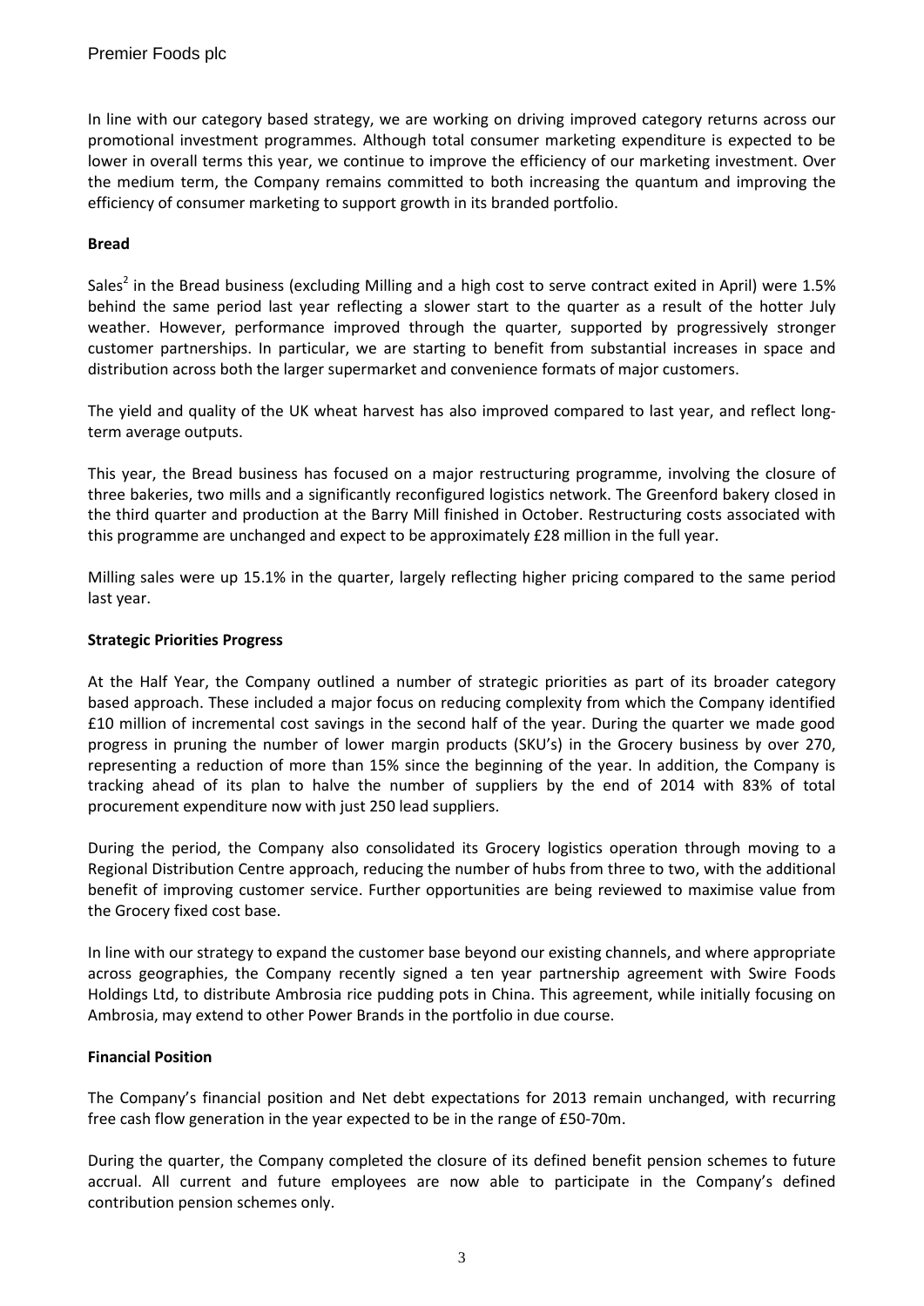In line with our category based strategy, we are working on driving improved category returns across our promotional investment programmes. Although total consumer marketing expenditure is expected to be lower in overall terms this year, we continue to improve the efficiency of our marketing investment. Over the medium term, the Company remains committed to both increasing the quantum and improving the efficiency of consumer marketing to support growth in its branded portfolio.

**Bread**

Sales[2] in the Bread business (excluding Milling and a high cost to serve contract exited in April) were 1.5% behind the same period last year reflecting a slower start to the quarter as a result of the hotter July weather. However, performance improved through the quarter, supported by progressively stronger customer partnerships. In particular, we are starting to benefit from substantial increases in space and distribution across both the larger supermarket and convenience formats of major customers.

The yield and quality of the UK wheat harvest has also improved compared to last year, and reflect long-term average outputs.

This year, the Bread business has focused on a major restructuring programme, involving the closure of three bakeries, two mills and a significantly reconfigured logistics network. The Greenford bakery closed in the third quarter and production at the Barry Mill finished in October. Restructuring costs associated with this programme are unchanged and expect to be approximately £28 million in the full year.

Milling sales were up 15.1% in the quarter, largely reflecting higher pricing compared to the same period last year.

**Strategic Priorities Progress**

At the Half Year, the Company outlined a number of strategic priorities as part of its broader category based approach. These included a major focus on reducing complexity from which the Company identified £10 million of incremental cost savings in the second half of the year. During the quarter we made good progress in pruning the number of lower margin products (SKU's) in the Grocery business by over 270, representing a reduction of more than 15% since the beginning of the year. In addition, the Company is tracking ahead of its plan to halve the number of suppliers by the end of 2014 with 83% of total procurement expenditure now with just 250 lead suppliers.

During the period, the Company also consolidated its Grocery logistics operation through moving to a Regional Distribution Centre approach, reducing the number of hubs from three to two, with the additional benefit of improving customer service. Further opportunities are being reviewed to maximise value from the Grocery fixed cost base.

In line with our strategy to expand the customer base beyond our existing channels, and where appropriate across geographies, the Company recently signed a ten year partnership agreement with Swire Foods Holdings Ltd, to distribute Ambrosia rice pudding pots in China. This agreement, while initially focusing on Ambrosia, may extend to other Power Brands in the portfolio in due course.

**Financial Position**

The Company's financial position and Net debt expectations for 2013 remain unchanged, with recurring free cash flow generation in the year expected to be in the range of £50-70m.

During the quarter, the Company completed the closure of its defined benefit pension schemes to future accrual. All current and future employees are now able to participate in the Company's defined contribution pension schemes only.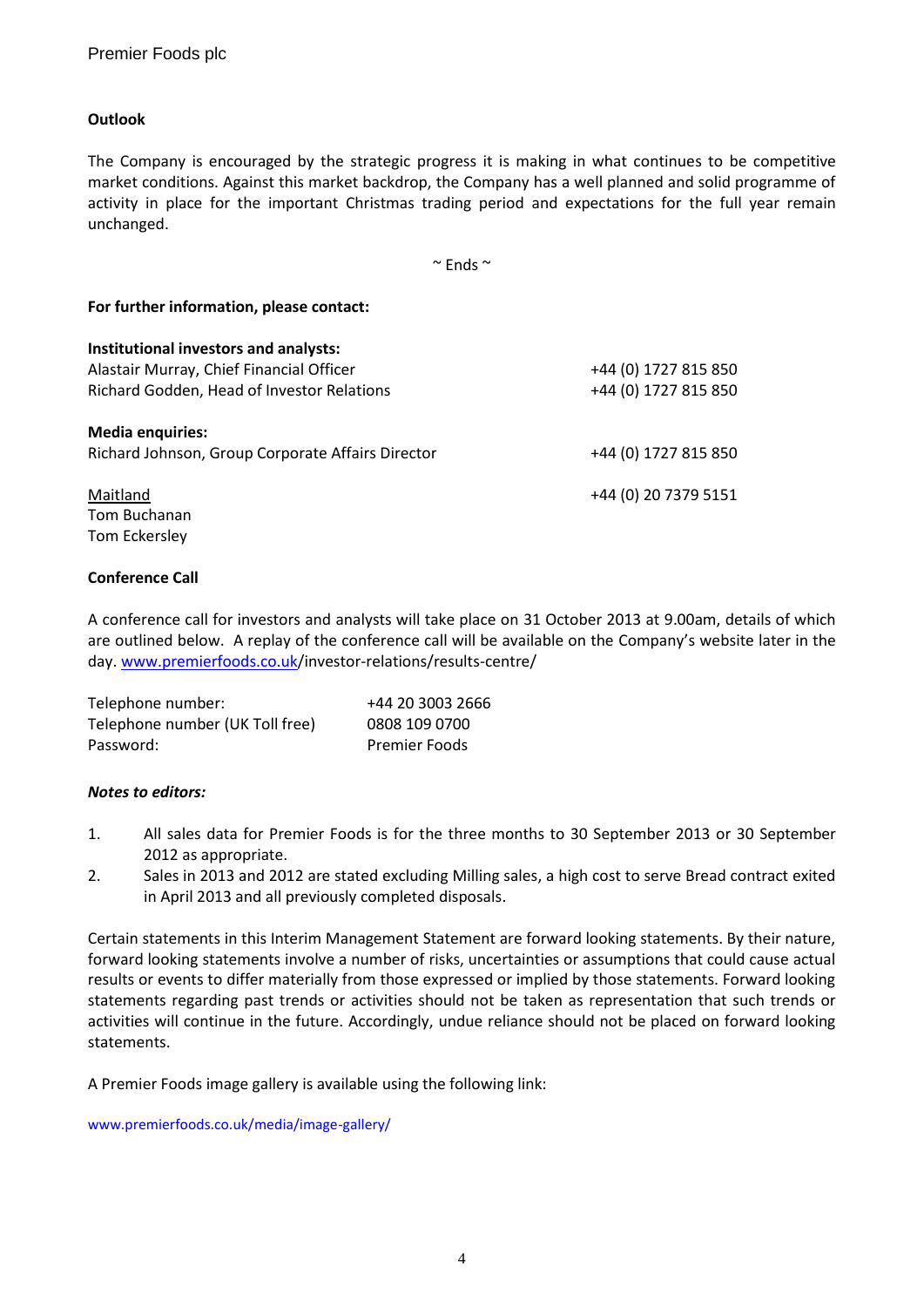## Outlook

The Company is encouraged by the strategic progress it is making in what continues to be competitive market conditions. Against this market backdrop, the Company has a well planned and solid programme of activity in place for the important Christmas trading period and expectations for the full year remain unchanged.

~ Ends ~

**For further information, please contact:**

| | |
|---|---|
| **Institutional investors and analysts:** | |
| Alastair Murray, Chief Financial Officer | +44 (0) 1727 815 850 |
| Richard Godden, Head of Investor Relations | +44 (0) 1727 815 850 |
| | |
| **Media enquiries:** | |
| Richard Johnson, Group Corporate Affairs Director | +44 (0) 1727 815 850 |
| | |
| Maitland | +44 (0) 20 7379 5151 |
| Tom Buchanan | |
| Tom Eckersley | |

## Conference Call

A conference call for investors and analysts will take place on 31 October 2013 at 9.00am, details of which are outlined below. A replay of the conference call will be available on the Company's website later in the day. www.premierfoods.co.uk/investor-relations/results-centre/

| | |
|---|---|
| Telephone number: | +44 20 3003 2666 |
| Telephone number (UK Toll free) | 0808 109 0700 |
| Password: | Premier Foods |

***Notes to editors:***

1. All sales data for Premier Foods is for the three months to 30 September 2013 or 30 September 2012 as appropriate.
2. Sales in 2013 and 2012 are stated excluding Milling sales, a high cost to serve Bread contract exited in April 2013 and all previously completed disposals.

Certain statements in this Interim Management Statement are forward looking statements. By their nature, forward looking statements involve a number of risks, uncertainties or assumptions that could cause actual results or events to differ materially from those expressed or implied by those statements. Forward looking statements regarding past trends or activities should not be taken as representation that such trends or activities will continue in the future. Accordingly, undue reliance should not be placed on forward looking statements.

A Premier Foods image gallery is available using the following link:

www.premierfoods.co.uk/media/image-gallery/